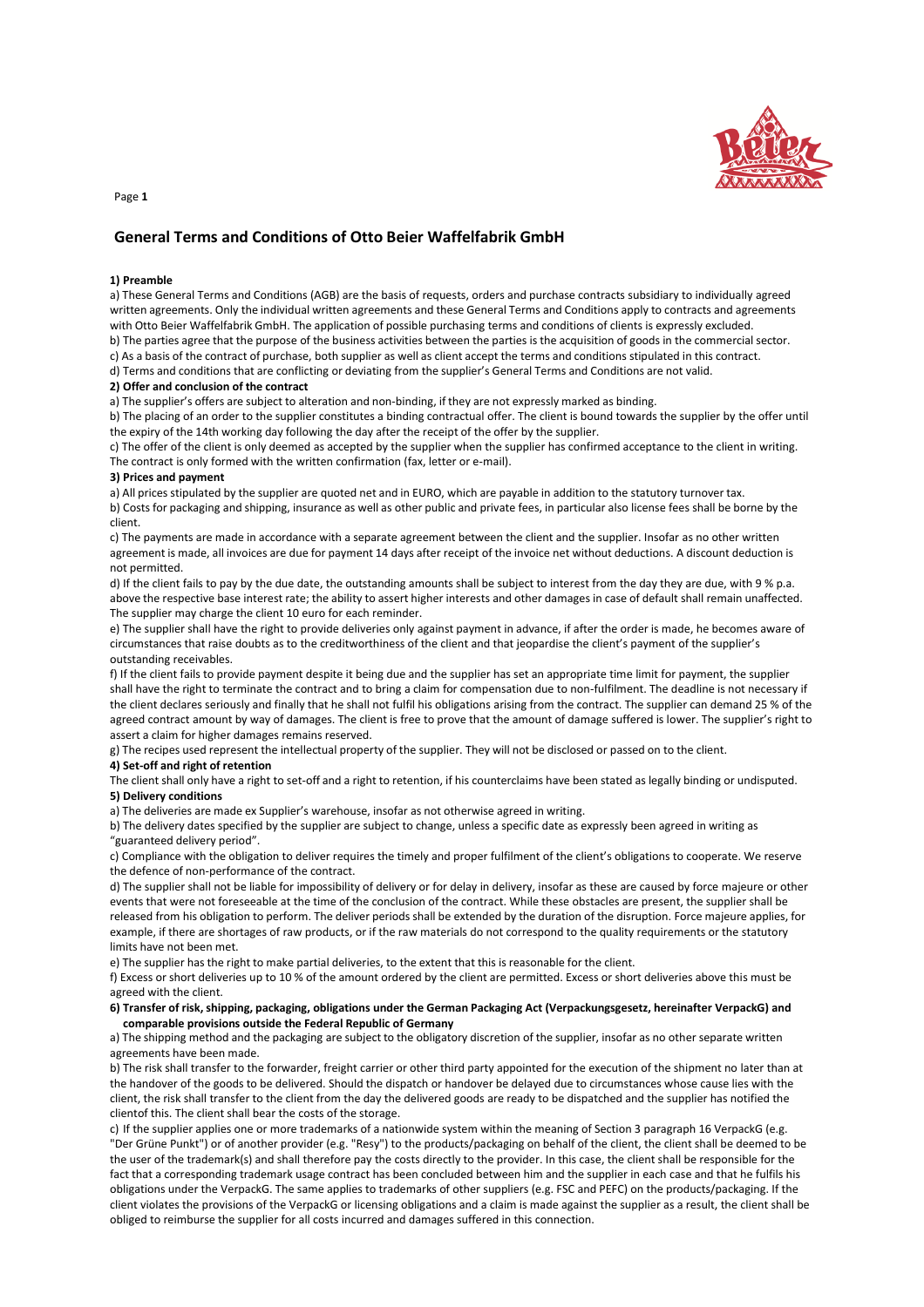# General Terms and Conditions of Otto Beier Waffelfabrik GmbH

**1) Preamble**

a) These General Terms and Conditions (AGB) are the basis of requests, orders and purchase contracts subsidiary to individually agreed written agreements. Only the individual written agreements and these General Terms and Conditions apply to contracts and agreements with Otto Beier Waffelfabrik GmbH. The application of possible purchasing terms and conditions of clients is expressly excluded.

b) The parties agree that the purpose of the business activities between the parties is the acquisition of goods in the commercial sector.

c) As a basis of the contract of purchase, both supplier as well as client accept the terms and conditions stipulated in this contract.

d) Terms and conditions that are conflicting or deviating from the supplier's General Terms and Conditions are not valid.

**2) Offer and conclusion of the contract**

a) The supplier's offers are subject to alteration and non-binding, if they are not expressly marked as binding.

b) The placing of an order to the supplier constitutes a binding contractual offer. The client is bound towards the supplier by the offer until the expiry of the 14th working day following the day after the receipt of the offer by the supplier.

c) The offer of the client is only deemed as accepted by the supplier when the supplier has confirmed acceptance to the client in writing. The contract is only formed with the written confirmation (fax, letter or e-mail).

**3) Prices and payment**

a) All prices stipulated by the supplier are quoted net and in EURO, which are payable in addition to the statutory turnover tax.

b) Costs for packaging and shipping, insurance as well as other public and private fees, in particular also license fees shall be borne by the client.

c) The payments are made in accordance with a separate agreement between the client and the supplier. Insofar as no other written agreement is made, all invoices are due for payment 14 days after receipt of the invoice net without deductions. A discount deduction is not permitted.

d) If the client fails to pay by the due date, the outstanding amounts shall be subject to interest from the day they are due, with 9 % p.a. above the respective base interest rate; the ability to assert higher interests and other damages in case of default shall remain unaffected. The supplier may charge the client 10 euro for each reminder.

e) The supplier shall have the right to provide deliveries only against payment in advance, if after the order is made, he becomes aware of circumstances that raise doubts as to the creditworthiness of the client and that jeopardise the client's payment of the supplier's outstanding receivables.

f) If the client fails to provide payment despite it being due and the supplier has set an appropriate time limit for payment, the supplier shall have the right to terminate the contract and to bring a claim for compensation due to non-fulfilment. The deadline is not necessary if the client declares seriously and finally that he shall not fulfil his obligations arising from the contract. The supplier can demand 25 % of the agreed contract amount by way of damages. The client is free to prove that the amount of damage suffered is lower. The supplier's right to assert a claim for higher damages remains reserved.

g) The recipes used represent the intellectual property of the supplier. They will not be disclosed or passed on to the client.

**4) Set-off and right of retention**

The client shall only have a right to set-off and a right to retention, if his counterclaims have been stated as legally binding or undisputed.

**5) Delivery conditions**

a) The deliveries are made ex Supplier's warehouse, insofar as not otherwise agreed in writing.

b) The delivery dates specified by the supplier are subject to change, unless a specific date as expressly been agreed in writing as "guaranteed delivery period".

c) Compliance with the obligation to deliver requires the timely and proper fulfilment of the client's obligations to cooperate. We reserve the defence of non-performance of the contract.

d) The supplier shall not be liable for impossibility of delivery or for delay in delivery, insofar as these are caused by force majeure or other events that were not foreseeable at the time of the conclusion of the contract. While these obstacles are present, the supplier shall be released from his obligation to perform. The deliver periods shall be extended by the duration of the disruption. Force majeure applies, for example, if there are shortages of raw products, or if the raw materials do not correspond to the quality requirements or the statutory limits have not been met.

e) The supplier has the right to make partial deliveries, to the extent that this is reasonable for the client.

f) Excess or short deliveries up to 10 % of the amount ordered by the client are permitted. Excess or short deliveries above this must be agreed with the client.

**6) Transfer of risk, shipping, packaging, obligations under the German Packaging Act (Verpackungsgesetz, hereinafter VerpackG) and comparable provisions outside the Federal Republic of Germany**

a) The shipping method and the packaging are subject to the obligatory discretion of the supplier, insofar as no other separate written agreements have been made.

b) The risk shall transfer to the forwarder, freight carrier or other third party appointed for the execution of the shipment no later than at the handover of the goods to be delivered. Should the dispatch or handover be delayed due to circumstances whose cause lies with the client, the risk shall transfer to the client from the day the delivered goods are ready to be dispatched and the supplier has notified the clientof this. The client shall bear the costs of the storage.

c) If the supplier applies one or more trademarks of a nationwide system within the meaning of Section 3 paragraph 16 VerpackG (e.g. "Der Grüne Punkt") or of another provider (e.g. "Resy") to the products/packaging on behalf of the client, the client shall be deemed to be the user of the trademark(s) and shall therefore pay the costs directly to the provider. In this case, the client shall be responsible for the fact that a corresponding trademark usage contract has been concluded between him and the supplier in each case and that he fulfils his obligations under the VerpackG. The same applies to trademarks of other suppliers (e.g. FSC and PEFC) on the products/packaging. If the client violates the provisions of the VerpackG or licensing obligations and a claim is made against the supplier as a result, the client shall be obliged to reimburse the supplier for all costs incurred and damages suffered in this connection.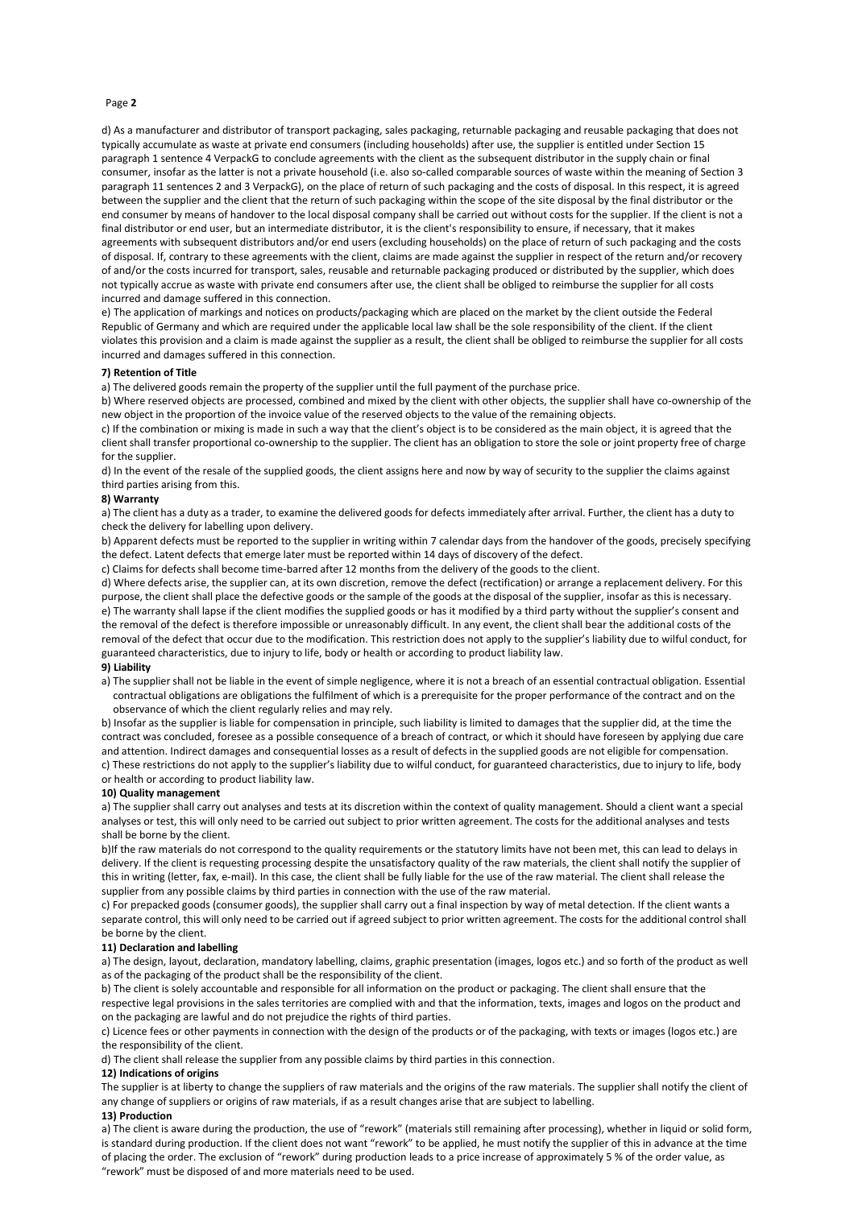d) As a manufacturer and distributor of transport packaging, sales packaging, returnable packaging and reusable packaging that does not typically accumulate as waste at private end consumers (including households) after use, the supplier is entitled under Section 15 paragraph 1 sentence 4 VerpackG to conclude agreements with the client as the subsequent distributor in the supply chain or final consumer, insofar as the latter is not a private household (i.e. also so-called comparable sources of waste within the meaning of Section 3 paragraph 11 sentences 2 and 3 VerpackG), on the place of return of such packaging and the costs of disposal. In this respect, it is agreed between the supplier and the client that the return of such packaging within the scope of the site disposal by the final distributor or the end consumer by means of handover to the local disposal company shall be carried out without costs for the supplier. If the client is not a final distributor or end user, but an intermediate distributor, it is the client's responsibility to ensure, if necessary, that it makes agreements with subsequent distributors and/or end users (excluding households) on the place of return of such packaging and the costs of disposal. If, contrary to these agreements with the client, claims are made against the supplier in respect of the return and/or recovery of and/or the costs incurred for transport, sales, reusable and returnable packaging produced or distributed by the supplier, which does not typically accrue as waste with private end consumers after use, the client shall be obliged to reimburse the supplier for all costs incurred and damage suffered in this connection.

e) The application of markings and notices on products/packaging which are placed on the market by the client outside the Federal Republic of Germany and which are required under the applicable local law shall be the sole responsibility of the client. If the client violates this provision and a claim is made against the supplier as a result, the client shall be obliged to reimburse the supplier for all costs incurred and damages suffered in this connection.

**7) Retention of Title**

a) The delivered goods remain the property of the supplier until the full payment of the purchase price.

b) Where reserved objects are processed, combined and mixed by the client with other objects, the supplier shall have co-ownership of the new object in the proportion of the invoice value of the reserved objects to the value of the remaining objects.

c) If the combination or mixing is made in such a way that the client's object is to be considered as the main object, it is agreed that the client shall transfer proportional co-ownership to the supplier. The client has an obligation to store the sole or joint property free of charge for the supplier.

d) In the event of the resale of the supplied goods, the client assigns here and now by way of security to the supplier the claims against third parties arising from this.

**8) Warranty**

a) The client has a duty as a trader, to examine the delivered goods for defects immediately after arrival. Further, the client has a duty to check the delivery for labelling upon delivery.

b) Apparent defects must be reported to the supplier in writing within 7 calendar days from the handover of the goods, precisely specifying the defect. Latent defects that emerge later must be reported within 14 days of discovery of the defect.

c) Claims for defects shall become time-barred after 12 months from the delivery of the goods to the client.

d) Where defects arise, the supplier can, at its own discretion, remove the defect (rectification) or arrange a replacement delivery. For this purpose, the client shall place the defective goods or the sample of the goods at the disposal of the supplier, insofar as this is necessary.

e) The warranty shall lapse if the client modifies the supplied goods or has it modified by a third party without the supplier's consent and the removal of the defect is therefore impossible or unreasonably difficult. In any event, the client shall bear the additional costs of the removal of the defect that occur due to the modification. This restriction does not apply to the supplier's liability due to wilful conduct, for guaranteed characteristics, due to injury to life, body or health or according to product liability law.

**9) Liability**

a) The supplier shall not be liable in the event of simple negligence, where it is not a breach of an essential contractual obligation. Essential contractual obligations are obligations the fulfilment of which is a prerequisite for the proper performance of the contract and on the observance of which the client regularly relies and may rely.

b) Insofar as the supplier is liable for compensation in principle, such liability is limited to damages that the supplier did, at the time the contract was concluded, foresee as a possible consequence of a breach of contract, or which it should have foreseen by applying due care and attention. Indirect damages and consequential losses as a result of defects in the supplied goods are not eligible for compensation.

c) These restrictions do not apply to the supplier's liability due to wilful conduct, for guaranteed characteristics, due to injury to life, body or health or according to product liability law.

**10) Quality management**

a) The supplier shall carry out analyses and tests at its discretion within the context of quality management. Should a client want a special analyses or test, this will only need to be carried out subject to prior written agreement. The costs for the additional analyses and tests shall be borne by the client.

b)If the raw materials do not correspond to the quality requirements or the statutory limits have not been met, this can lead to delays in delivery. If the client is requesting processing despite the unsatisfactory quality of the raw materials, the client shall notify the supplier of this in writing (letter, fax, e-mail). In this case, the client shall be fully liable for the use of the raw material. The client shall release the supplier from any possible claims by third parties in connection with the use of the raw material.

c) For prepacked goods (consumer goods), the supplier shall carry out a final inspection by way of metal detection. If the client wants a separate control, this will only need to be carried out if agreed subject to prior written agreement. The costs for the additional control shall be borne by the client.

**11) Declaration and labelling**

a) The design, layout, declaration, mandatory labelling, claims, graphic presentation (images, logos etc.) and so forth of the product as well as of the packaging of the product shall be the responsibility of the client.

b) The client is solely accountable and responsible for all information on the product or packaging. The client shall ensure that the respective legal provisions in the sales territories are complied with and that the information, texts, images and logos on the product and on the packaging are lawful and do not prejudice the rights of third parties.

c) Licence fees or other payments in connection with the design of the products or of the packaging, with texts or images (logos etc.) are the responsibility of the client.

d) The client shall release the supplier from any possible claims by third parties in this connection.

**12) Indications of origins**

The supplier is at liberty to change the suppliers of raw materials and the origins of the raw materials. The supplier shall notify the client of any change of suppliers or origins of raw materials, if as a result changes arise that are subject to labelling.

**13) Production**

a) The client is aware during the production, the use of "rework" (materials still remaining after processing), whether in liquid or solid form, is standard during production. If the client does not want "rework" to be applied, he must notify the supplier of this in advance at the time of placing the order. The exclusion of "rework" during production leads to a price increase of approximately 5 % of the order value, as "rework" must be disposed of and more materials need to be used.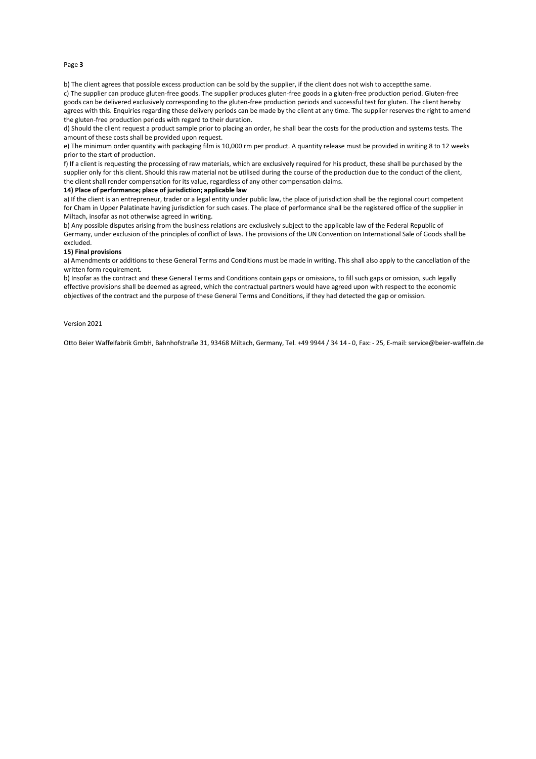b) The client agrees that possible excess production can be sold by the supplier, if the client does not wish to acceptthe same.

c) The supplier can produce gluten-free goods. The supplier produces gluten-free goods in a gluten-free production period. Gluten-free goods can be delivered exclusively corresponding to the gluten-free production periods and successful test for gluten. The client hereby agrees with this. Enquiries regarding these delivery periods can be made by the client at any time. The supplier reserves the right to amend the gluten-free production periods with regard to their duration.

d) Should the client request a product sample prior to placing an order, he shall bear the costs for the production and systems tests. The amount of these costs shall be provided upon request.

e) The minimum order quantity with packaging film is 10,000 rm per product. A quantity release must be provided in writing 8 to 12 weeks prior to the start of production.

f) If a client is requesting the processing of raw materials, which are exclusively required for his product, these shall be purchased by the supplier only for this client. Should this raw material not be utilised during the course of the production due to the conduct of the client, the client shall render compensation for its value, regardless of any other compensation claims.

**14) Place of performance; place of jurisdiction; applicable law**

a) If the client is an entrepreneur, trader or a legal entity under public law, the place of jurisdiction shall be the regional court competent for Cham in Upper Palatinate having jurisdiction for such cases. The place of performance shall be the registered office of the supplier in Miltach, insofar as not otherwise agreed in writing.

b) Any possible disputes arising from the business relations are exclusively subject to the applicable law of the Federal Republic of Germany, under exclusion of the principles of conflict of laws. The provisions of the UN Convention on International Sale of Goods shall be excluded.

**15) Final provisions**

a) Amendments or additions to these General Terms and Conditions must be made in writing. This shall also apply to the cancellation of the written form requirement.

b) Insofar as the contract and these General Terms and Conditions contain gaps or omissions, to fill such gaps or omission, such legally effective provisions shall be deemed as agreed, which the contractual partners would have agreed upon with respect to the economic objectives of the contract and the purpose of these General Terms and Conditions, if they had detected the gap or omission.

Version 2021

Otto Beier Waffelfabrik GmbH, Bahnhofstraße 31, 93468 Miltach, Germany, Tel. +49 9944 / 34 14 - 0, Fax: - 25, E-mail: service@beier-waffeln.de